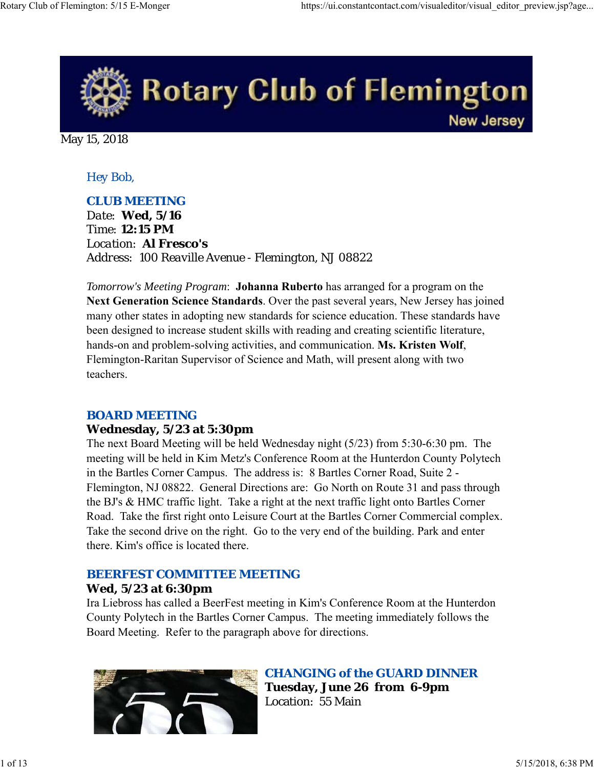# Rotary Club of Flemington

New Jersey

May 15, 2018

Hey Bob,

## CLUB MEETING

Date: **Wed, 5/16**
Time: **12:15 PM**
Location: **Al Fresco's**
Address: 100 Reaville Avenue - Flemington, NJ 08822

*Tomorrow's Meeting Program*: **Johanna Ruberto** has arranged for a program on the **Next Generation Science Standards**. Over the past several years, New Jersey has joined many other states in adopting new standards for science education. These standards have been designed to increase student skills with reading and creating scientific literature, hands-on and problem-solving activities, and communication. **Ms. Kristen Wolf**, Flemington-Raritan Supervisor of Science and Math, will present along with two teachers.

## BOARD MEETING

**Wednesday, 5/23 at 5:30pm**

The next Board Meeting will be held Wednesday night (5/23) from 5:30-6:30 pm. The meeting will be held in Kim Metz's Conference Room at the Hunterdon County Polytech in the Bartles Corner Campus. The address is: 8 Bartles Corner Road, Suite 2 - Flemington, NJ 08822. General Directions are: Go North on Route 31 and pass through the BJ's & HMC traffic light. Take a right at the next traffic light onto Bartles Corner Road. Take the first right onto Leisure Court at the Bartles Corner Commercial complex. Take the second drive on the right. Go to the very end of the building. Park and enter there. Kim's office is located there.

## BEERFEST COMMITTEE MEETING

**Wed, 5/23 at 6:30pm**

Ira Liebross has called a BeerFest meeting in Kim's Conference Room at the Hunterdon County Polytech in the Bartles Corner Campus. The meeting immediately follows the Board Meeting. Refer to the paragraph above for directions.

## CHANGING of the GUARD DINNER

**Tuesday, June 26 from 6-9pm**
Location: 55 Main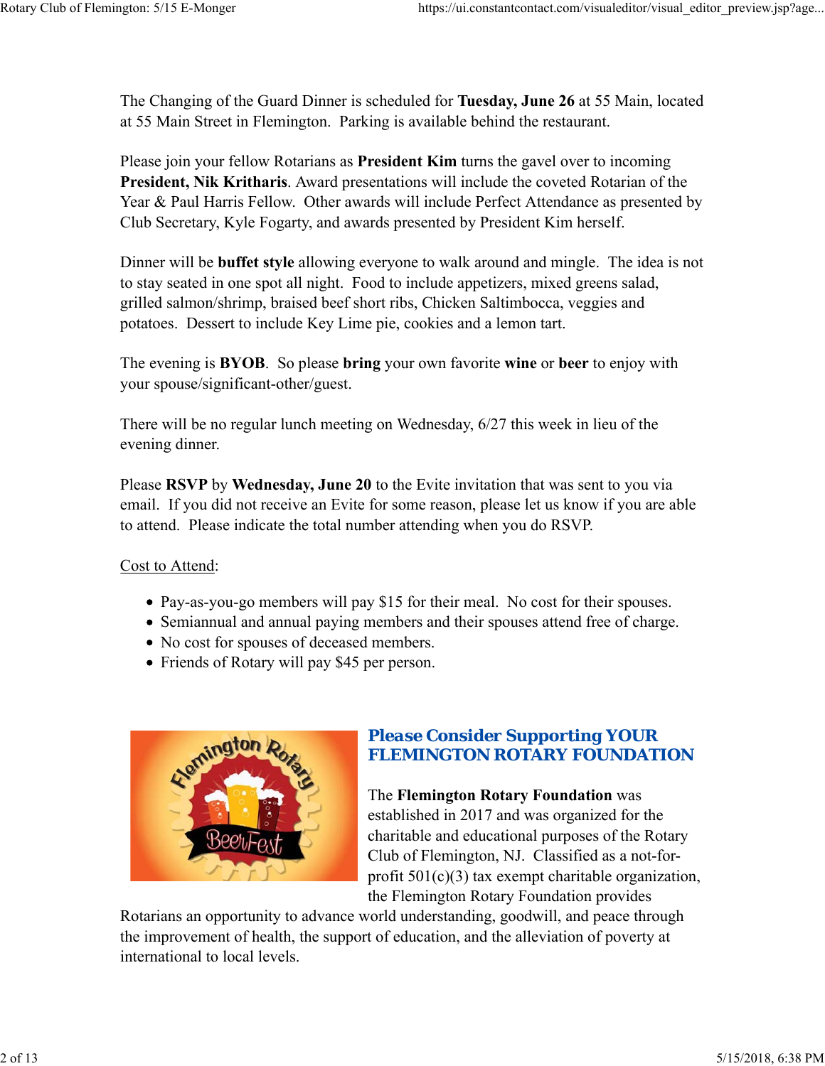The Changing of the Guard Dinner is scheduled for **Tuesday, June 26** at 55 Main, located at 55 Main Street in Flemington. Parking is available behind the restaurant.

Please join your fellow Rotarians as **President Kim** turns the gavel over to incoming **President, Nik Kritharis**. Award presentations will include the coveted Rotarian of the Year & Paul Harris Fellow. Other awards will include Perfect Attendance as presented by Club Secretary, Kyle Fogarty, and awards presented by President Kim herself.

Dinner will be **buffet style** allowing everyone to walk around and mingle. The idea is not to stay seated in one spot all night. Food to include appetizers, mixed greens salad, grilled salmon/shrimp, braised beef short ribs, Chicken Saltimbocca, veggies and potatoes. Dessert to include Key Lime pie, cookies and a lemon tart.

The evening is **BYOB**. So please **bring** your own favorite **wine** or **beer** to enjoy with your spouse/significant-other/guest.

There will be no regular lunch meeting on Wednesday, 6/27 this week in lieu of the evening dinner.

Please **RSVP** by **Wednesday, June 20** to the Evite invitation that was sent to you via email. If you did not receive an Evite for some reason, please let us know if you are able to attend. Please indicate the total number attending when you do RSVP.

Cost to Attend:

- Pay-as-you-go members will pay $15 for their meal. No cost for their spouses.
- Semiannual and annual paying members and their spouses attend free of charge.
- No cost for spouses of deceased members.
- Friends of Rotary will pay $45 per person.

## Please Consider Supporting YOUR FLEMINGTON ROTARY FOUNDATION

The **Flemington Rotary Foundation** was established in 2017 and was organized for the charitable and educational purposes of the Rotary Club of Flemington, NJ. Classified as a not-for-profit 501(c)(3) tax exempt charitable organization, the Flemington Rotary Foundation provides Rotarians an opportunity to advance world understanding, goodwill, and peace through the improvement of health, the support of education, and the alleviation of poverty at international to local levels.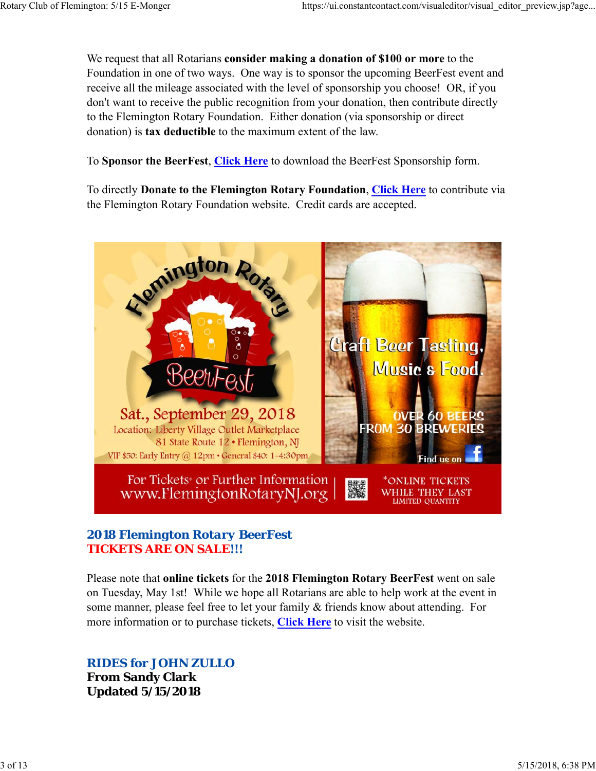We request that all Rotarians **consider making a donation of $100 or more** to the Foundation in one of two ways. One way is to sponsor the upcoming BeerFest event and receive all the mileage associated with the level of sponsorship you choose! OR, if you don't want to receive the public recognition from your donation, then contribute directly to the Flemington Rotary Foundation. Either donation (via sponsorship or direct donation) is **tax deductible** to the maximum extent of the law.

To **Sponsor the BeerFest**, Click Here to download the BeerFest Sponsorship form.

To directly **Donate to the Flemington Rotary Foundation**, Click Here to contribute via the Flemington Rotary Foundation website. Credit cards are accepted.

Flemington Rotary BeerFest

Sat., September 29, 2018
Location: Liberty Village Outlet Marketplace
81 State Route 12 • Flemington, NJ
VIP $50: Early Entry @ 12pm • General $40: 1-4:30pm

Craft Beer Tasting, Music & Food.

OVER 60 BEERS FROM 30 BREWERIES

Find us on

For Tickets* or Further Information
www.FlemingtonRotaryNJ.org

*ONLINE TICKETS WHILE THEY LAST
LIMITED QUANTITY

## 2018 Flemington Rotary BeerFest
## TICKETS ARE ON SALE!!!

Please note that **online tickets** for the **2018 Flemington Rotary BeerFest** went on sale on Tuesday, May 1st! While we hope all Rotarians are able to help work at the event in some manner, please feel free to let your family & friends know about attending. For more information or to purchase tickets, Click Here to visit the website.

## RIDES for JOHN ZULLO
**From Sandy Clark**
**Updated 5/15/2018**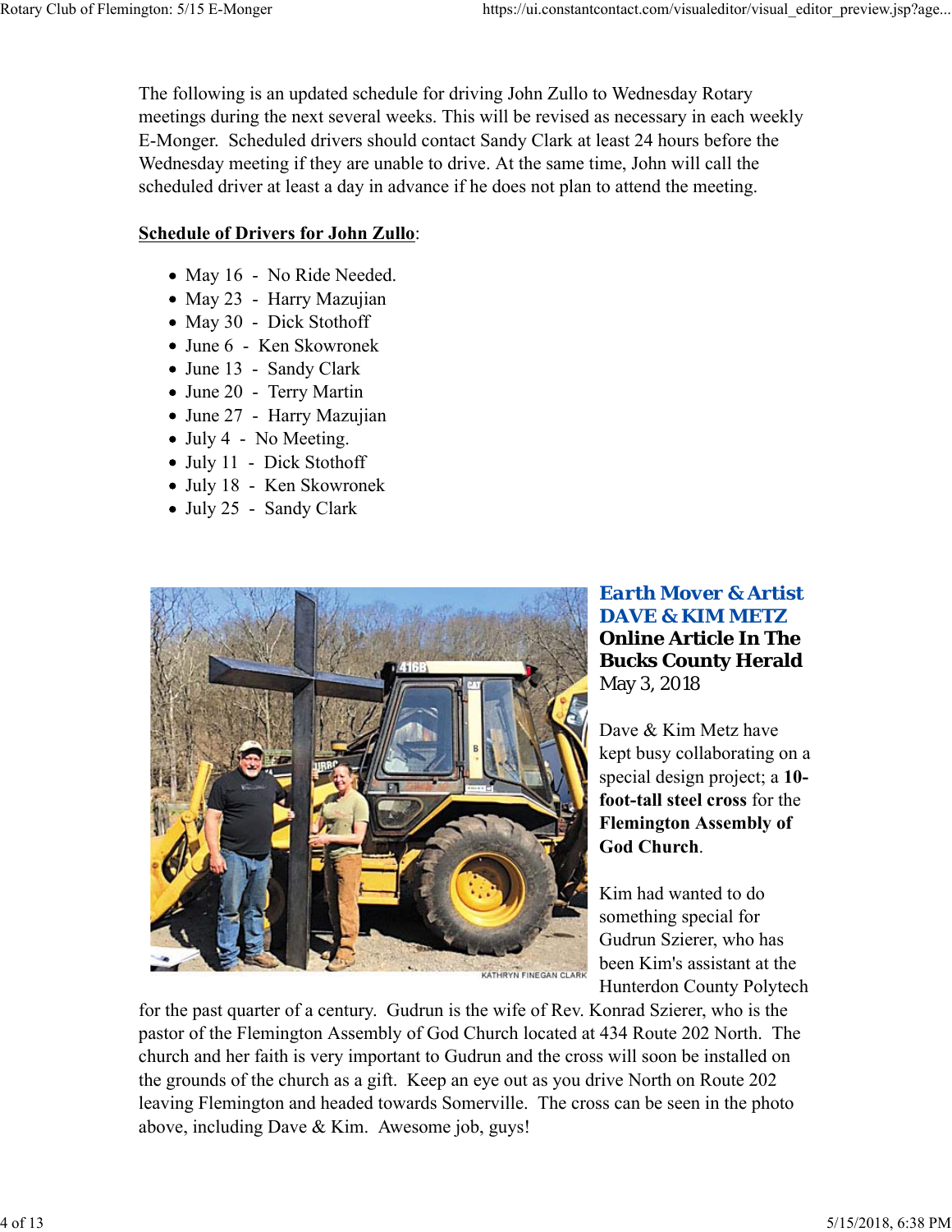The following is an updated schedule for driving John Zullo to Wednesday Rotary meetings during the next several weeks. This will be revised as necessary in each weekly E-Monger. Scheduled drivers should contact Sandy Clark at least 24 hours before the Wednesday meeting if they are unable to drive. At the same time, John will call the scheduled driver at least a day in advance if he does not plan to attend the meeting.

**Schedule of Drivers for John Zullo**:

- May 16 - No Ride Needed.
- May 23 - Harry Mazujian
- May 30 - Dick Stothoff
- June 6 - Ken Skowronek
- June 13 - Sandy Clark
- June 20 - Terry Martin
- June 27 - Harry Mazujian
- July 4 - No Meeting.
- July 11 - Dick Stothoff
- July 18 - Ken Skowronek
- July 25 - Sandy Clark

KATHRYN FINEGAN CLARK

## Earth Mover & Artist DAVE & KIM METZ

### Online Article In The Bucks County Herald

May 3, 2018

Dave & Kim Metz have kept busy collaborating on a special design project; a **10-foot-tall steel cross** for the **Flemington Assembly of God Church**.

Kim had wanted to do something special for Gudrun Szierer, who has been Kim's assistant at the Hunterdon County Polytech for the past quarter of a century. Gudrun is the wife of Rev. Konrad Szierer, who is the pastor of the Flemington Assembly of God Church located at 434 Route 202 North. The church and her faith is very important to Gudrun and the cross will soon be installed on the grounds of the church as a gift. Keep an eye out as you drive North on Route 202 leaving Flemington and headed towards Somerville. The cross can be seen in the photo above, including Dave & Kim. Awesome job, guys!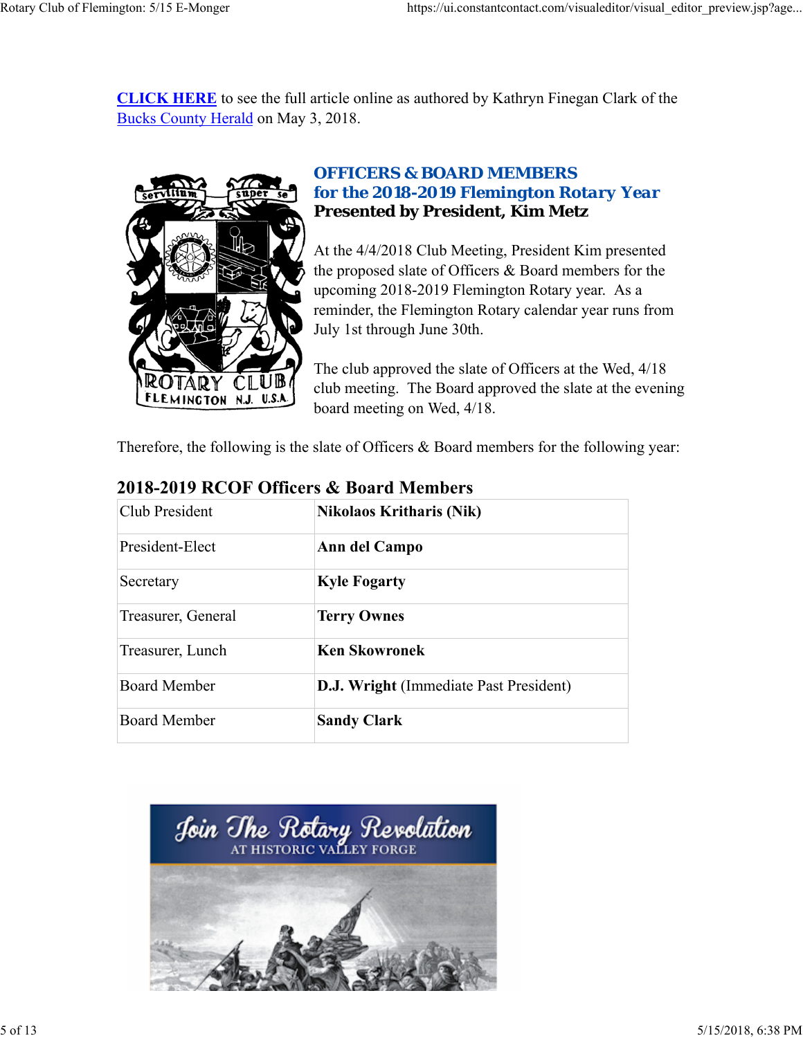**CLICK HERE** to see the full article online as authored by Kathryn Finegan Clark of the Bucks County Herald on May 3, 2018.

### OFFICERS & BOARD MEMBERS for the 2018-2019 Flemington Rotary Year

**Presented by President, Kim Metz**

At the 4/4/2018 Club Meeting, President Kim presented the proposed slate of Officers & Board members for the upcoming 2018-2019 Flemington Rotary year. As a reminder, the Flemington Rotary calendar year runs from July 1st through June 30th.

The club approved the slate of Officers at the Wed, 4/18 club meeting. The Board approved the slate at the evening board meeting on Wed, 4/18.

Therefore, the following is the slate of Officers & Board members for the following year:

### 2018-2019 RCOF Officers & Board Members

| | |
|---|---|
| Club President | **Nikolaos Kritharis (Nik)** |
| President-Elect | **Ann del Campo** |
| Secretary | **Kyle Fogarty** |
| Treasurer, General | **Terry Ownes** |
| Treasurer, Lunch | **Ken Skowronek** |
| Board Member | **D.J. Wright** (Immediate Past President) |
| Board Member | **Sandy Clark** |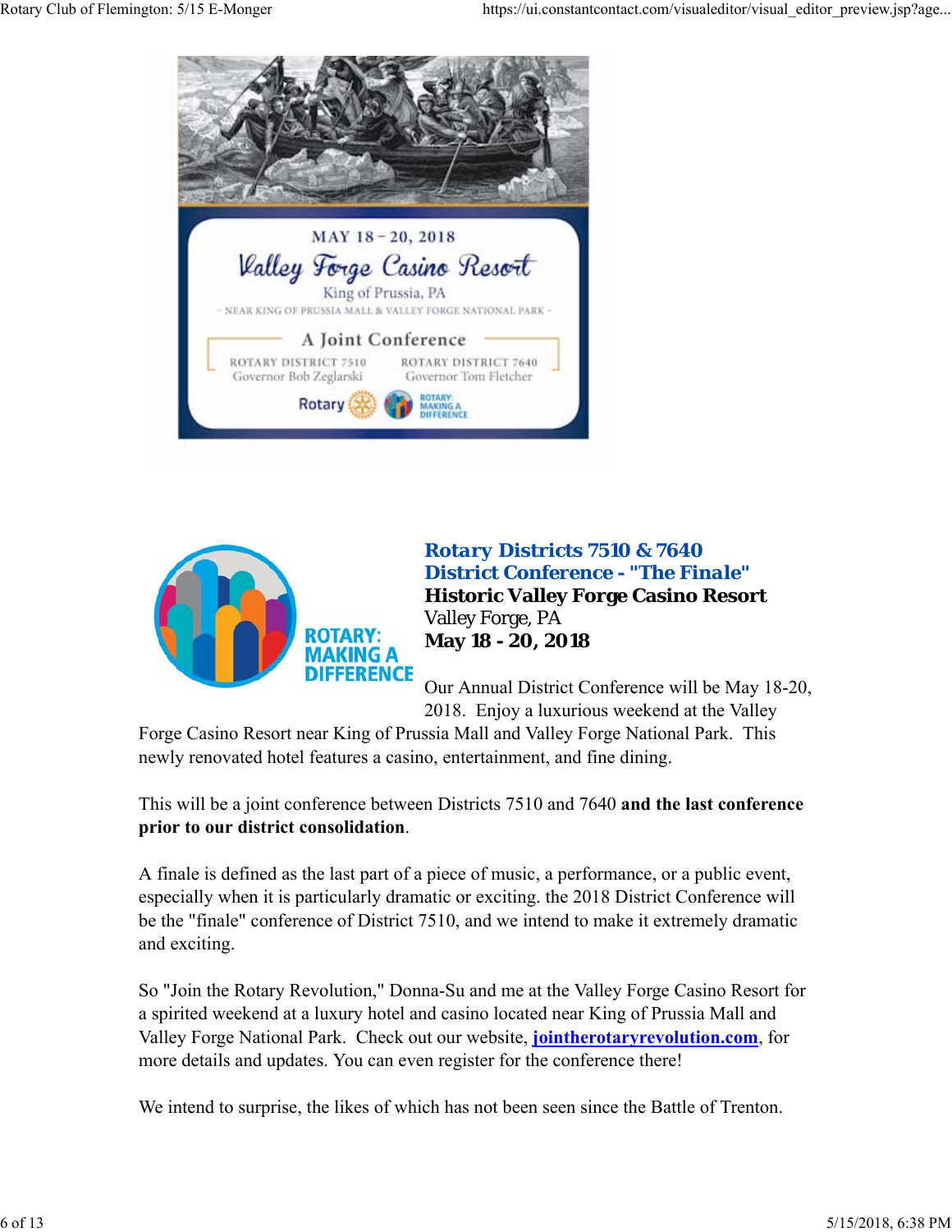MAY 18 – 20, 2018

Valley Forge Casino Resort

King of Prussia, PA

~ NEAR KING OF PRUSSIA MALL & VALLEY FORGE NATIONAL PARK ~

A Joint Conference

ROTARY DISTRICT 7510
Governor Bob Zeglarski

ROTARY DISTRICT 7640
Governor Tom Fletcher

## Rotary Districts 7510 & 7640
## District Conference - "The Finale"

**Historic Valley Forge Casino Resort**

Valley Forge, PA

**May 18 - 20, 2018**

Our Annual District Conference will be May 18-20, 2018. Enjoy a luxurious weekend at the Valley Forge Casino Resort near King of Prussia Mall and Valley Forge National Park. This newly renovated hotel features a casino, entertainment, and fine dining.

This will be a joint conference between Districts 7510 and 7640 **and the last conference prior to our district consolidation**.

A finale is defined as the last part of a piece of music, a performance, or a public event, especially when it is particularly dramatic or exciting. the 2018 District Conference will be the "finale" conference of District 7510, and we intend to make it extremely dramatic and exciting.

So "Join the Rotary Revolution," Donna-Su and me at the Valley Forge Casino Resort for a spirited weekend at a luxury hotel and casino located near King of Prussia Mall and Valley Forge National Park. Check out our website, **jointherotaryrevolution.com**, for more details and updates. You can even register for the conference there!

We intend to surprise, the likes of which has not been seen since the Battle of Trenton.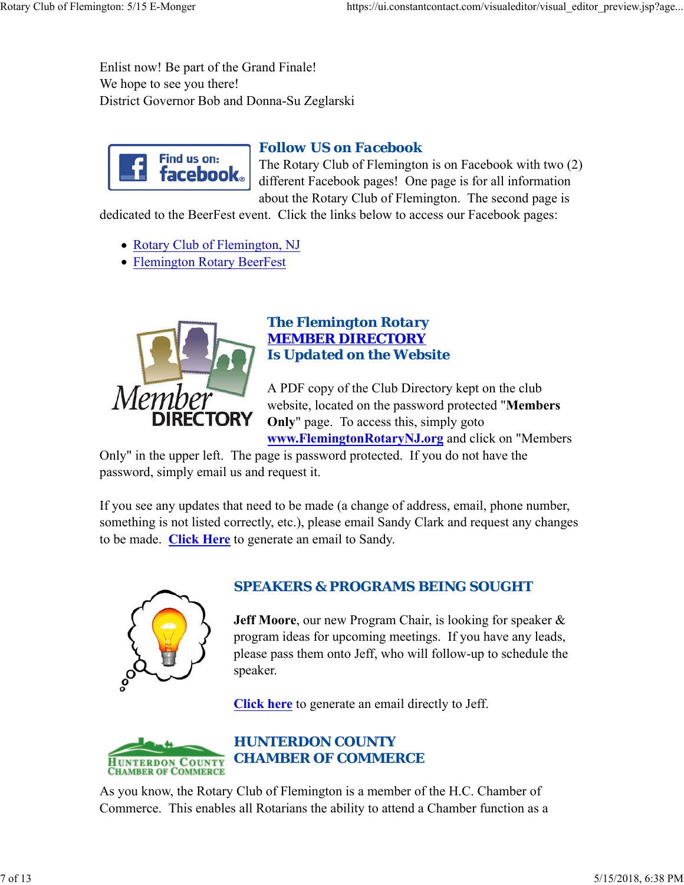Enlist now! Be part of the Grand Finale!
We hope to see you there!
District Governor Bob and Donna-Su Zeglarski

## Follow US on Facebook

The Rotary Club of Flemington is on Facebook with two (2) different Facebook pages! One page is for all information about the Rotary Club of Flemington. The second page is dedicated to the BeerFest event. Click the links below to access our Facebook pages:

- Rotary Club of Flemington, NJ
- Flemington Rotary BeerFest

## The Flemington Rotary MEMBER DIRECTORY Is Updated on the Website

A PDF copy of the Club Directory kept on the club website, located on the password protected "**Members Only**" page. To access this, simply goto **www.FlemingtonRotaryNJ.org** and click on "Members Only" in the upper left. The page is password protected. If you do not have the password, simply email us and request it.

If you see any updates that need to be made (a change of address, email, phone number, something is not listed correctly, etc.), please email Sandy Clark and request any changes to be made. **Click Here** to generate an email to Sandy.

## SPEAKERS & PROGRAMS BEING SOUGHT

**Jeff Moore**, our new Program Chair, is looking for speaker & program ideas for upcoming meetings. If you have any leads, please pass them onto Jeff, who will follow-up to schedule the speaker.

**Click here** to generate an email directly to Jeff.

## HUNTERDON COUNTY CHAMBER OF COMMERCE

As you know, the Rotary Club of Flemington is a member of the H.C. Chamber of Commerce. This enables all Rotarians the ability to attend a Chamber function as a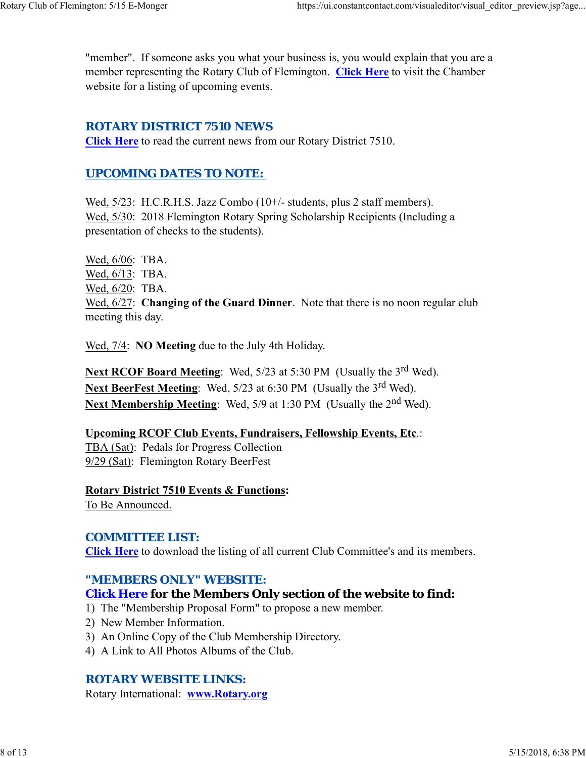"member". If someone asks you what your business is, you would explain that you are a member representing the Rotary Club of Flemington. **Click Here** to visit the Chamber website for a listing of upcoming events.

## ROTARY DISTRICT 7510 NEWS

**Click Here** to read the current news from our Rotary District 7510.

## UPCOMING DATES TO NOTE:

Wed, 5/23: H.C.R.H.S. Jazz Combo (10+/- students, plus 2 staff members).
Wed, 5/30: 2018 Flemington Rotary Spring Scholarship Recipients (Including a presentation of checks to the students).

Wed, 6/06: TBA.
Wed, 6/13: TBA.
Wed, 6/20: TBA.
Wed, 6/27: **Changing of the Guard Dinner**. Note that there is no noon regular club meeting this day.

Wed, 7/4: **NO Meeting** due to the July 4th Holiday.

**Next RCOF Board Meeting**: Wed, 5/23 at 5:30 PM (Usually the 3rd Wed).
**Next BeerFest Meeting**: Wed, 5/23 at 6:30 PM (Usually the 3rd Wed).
**Next Membership Meeting**: Wed, 5/9 at 1:30 PM (Usually the 2nd Wed).

**Upcoming RCOF Club Events, Fundraisers, Fellowship Events, Etc.**:
TBA (Sat): Pedals for Progress Collection
9/29 (Sat): Flemington Rotary BeerFest

**Rotary District 7510 Events & Functions:**
To Be Announced.

## COMMITTEE LIST:

**Click Here** to download the listing of all current Club Committee's and its members.

## "MEMBERS ONLY" WEBSITE:

**Click Here for the Members Only section of the website to find:**

1) The "Membership Proposal Form" to propose a new member.
2) New Member Information.
3) An Online Copy of the Club Membership Directory.
4) A Link to All Photos Albums of the Club.

## ROTARY WEBSITE LINKS:

Rotary International: **www.Rotary.org**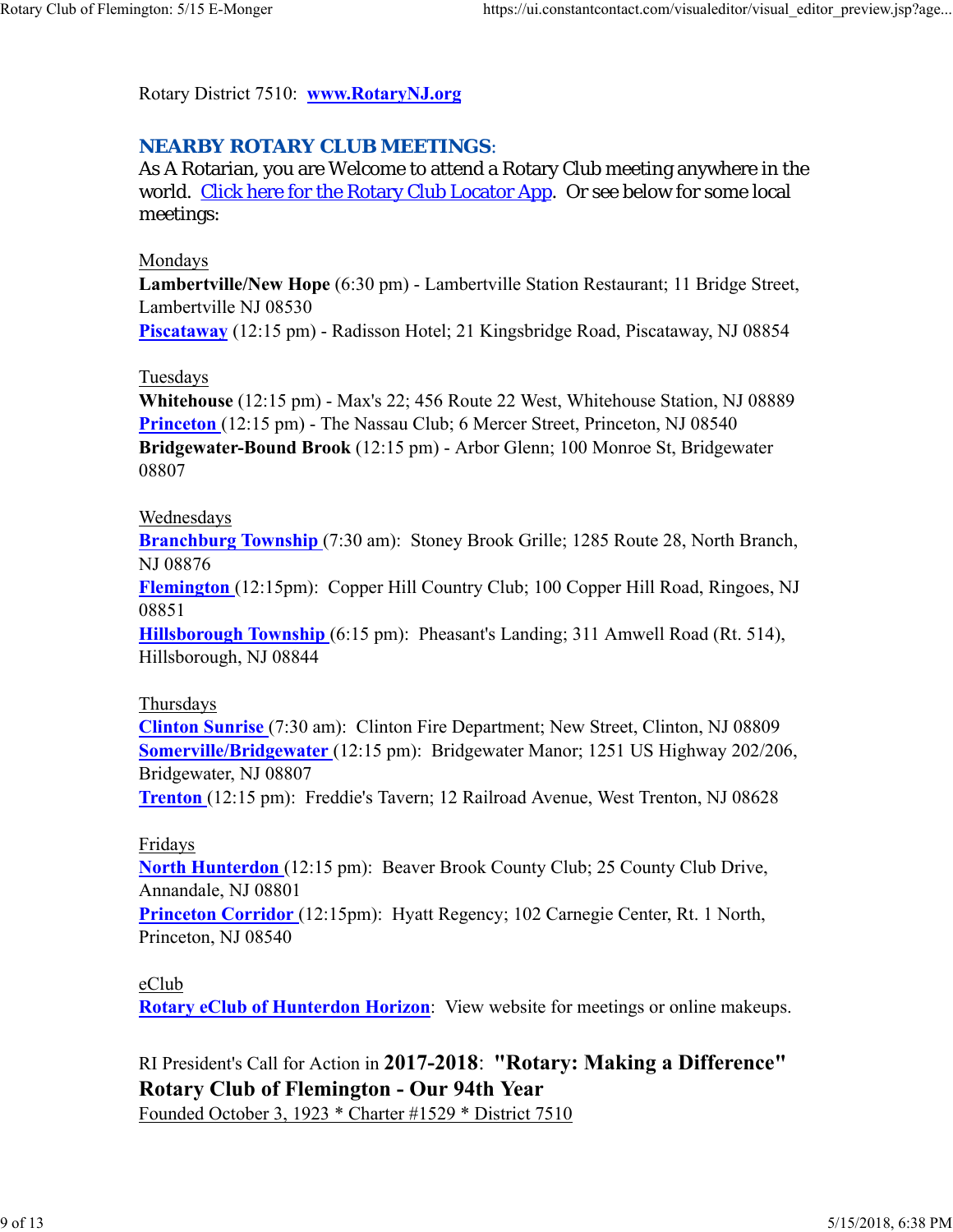Rotary District 7510: **www.RotaryNJ.org**

## NEARBY ROTARY CLUB MEETINGS:

As A Rotarian, you are Welcome to attend a Rotary Club meeting anywhere in the world. Click here for the Rotary Club Locator App. Or see below for some local meetings:

Mondays

**Lambertville/New Hope** (6:30 pm) - Lambertville Station Restaurant; 11 Bridge Street, Lambertville NJ 08530

**Piscataway** (12:15 pm) - Radisson Hotel; 21 Kingsbridge Road, Piscataway, NJ 08854

Tuesdays

**Whitehouse** (12:15 pm) - Max's 22; 456 Route 22 West, Whitehouse Station, NJ 08889

**Princeton** (12:15 pm) - The Nassau Club; 6 Mercer Street, Princeton, NJ 08540

**Bridgewater-Bound Brook** (12:15 pm) - Arbor Glenn; 100 Monroe St, Bridgewater 08807

Wednesdays

**Branchburg Township** (7:30 am): Stoney Brook Grille; 1285 Route 28, North Branch, NJ 08876

**Flemington** (12:15pm): Copper Hill Country Club; 100 Copper Hill Road, Ringoes, NJ 08851

**Hillsborough Township** (6:15 pm): Pheasant's Landing; 311 Amwell Road (Rt. 514), Hillsborough, NJ 08844

Thursdays

**Clinton Sunrise** (7:30 am): Clinton Fire Department; New Street, Clinton, NJ 08809

**Somerville/Bridgewater** (12:15 pm): Bridgewater Manor; 1251 US Highway 202/206, Bridgewater, NJ 08807

**Trenton** (12:15 pm): Freddie's Tavern; 12 Railroad Avenue, West Trenton, NJ 08628

Fridays

**North Hunterdon** (12:15 pm): Beaver Brook County Club; 25 County Club Drive, Annandale, NJ 08801

**Princeton Corridor** (12:15pm): Hyatt Regency; 102 Carnegie Center, Rt. 1 North, Princeton, NJ 08540

eClub

**Rotary eClub of Hunterdon Horizon**: View website for meetings or online makeups.

RI President's Call for Action in **2017-2018**: **"Rotary: Making a Difference"**

**Rotary Club of Flemington - Our 94th Year**

Founded October 3, 1923 * Charter #1529 * District 7510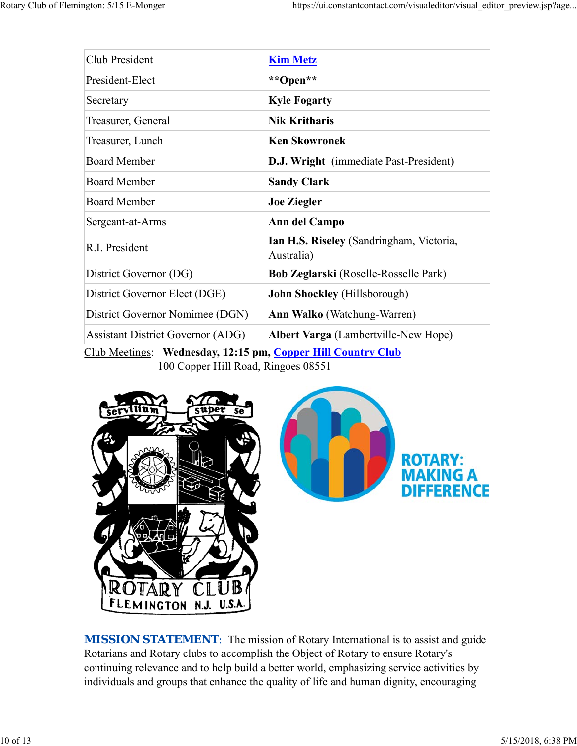| | |
|---|---|
| Club President | **Kim Metz** |
| President-Elect | ****Open**** |
| Secretary | **Kyle Fogarty** |
| Treasurer, General | **Nik Kritharis** |
| Treasurer, Lunch | **Ken Skowronek** |
| Board Member | **D.J. Wright** (immediate Past-President) |
| Board Member | **Sandy Clark** |
| Board Member | **Joe Ziegler** |
| Sergeant-at-Arms | **Ann del Campo** |
| R.I. President | **Ian H.S. Riseley** (Sandringham, Victoria, Australia) |
| District Governor (DG) | **Bob Zeglarski** (Roselle-Rosselle Park) |
| District Governor Elect (DGE) | **John Shockley** (Hillsborough) |
| District Governor Nomimee (DGN) | **Ann Walko** (Watchung-Warren) |
| Assistant District Governor (ADG) | **Albert Varga** (Lambertville-New Hope) |

Club Meetings: **Wednesday, 12:15 pm, Copper Hill Country Club**
100 Copper Hill Road, Ringoes 08551

**MISSION STATEMENT**: The mission of Rotary International is to assist and guide Rotarians and Rotary clubs to accomplish the Object of Rotary to ensure Rotary's continuing relevance and to help build a better world, emphasizing service activities by individuals and groups that enhance the quality of life and human dignity, encouraging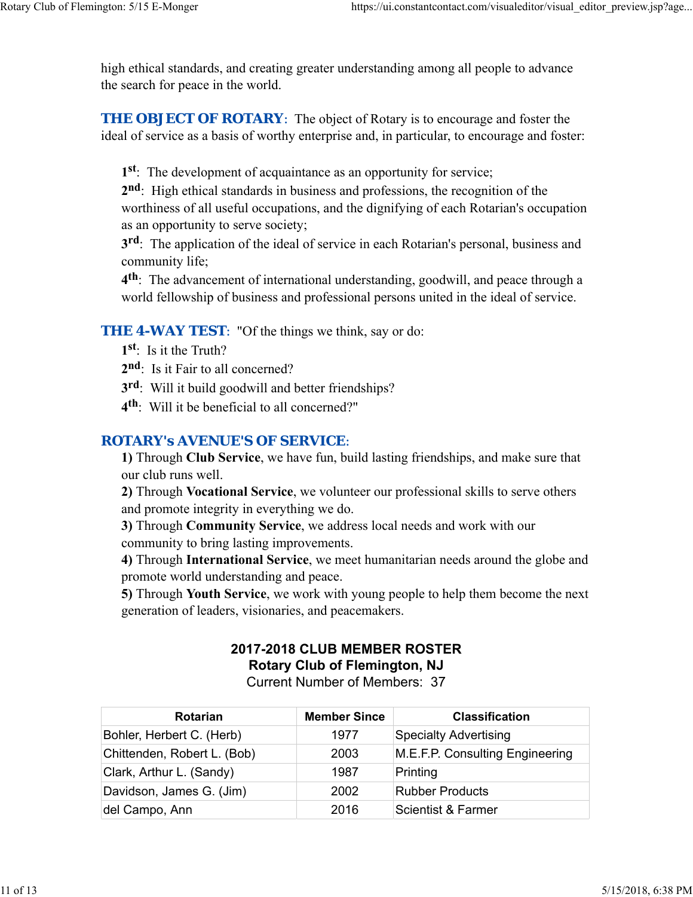high ethical standards, and creating greater understanding among all people to advance the search for peace in the world.

**THE OBJECT OF ROTARY**: The object of Rotary is to encourage and foster the ideal of service as a basis of worthy enterprise and, in particular, to encourage and foster:

**1st**: The development of acquaintance as an opportunity for service;
**2nd**: High ethical standards in business and professions, the recognition of the worthiness of all useful occupations, and the dignifying of each Rotarian's occupation as an opportunity to serve society;
**3rd**: The application of the ideal of service in each Rotarian's personal, business and community life;
**4th**: The advancement of international understanding, goodwill, and peace through a world fellowship of business and professional persons united in the ideal of service.

**THE 4-WAY TEST**: "Of the things we think, say or do:
**1st**: Is it the Truth?
**2nd**: Is it Fair to all concerned?
**3rd**: Will it build goodwill and better friendships?
**4th**: Will it be beneficial to all concerned?"

**ROTARY's AVENUE'S OF SERVICE**:
**1)** Through **Club Service**, we have fun, build lasting friendships, and make sure that our club runs well.
**2)** Through **Vocational Service**, we volunteer our professional skills to serve others and promote integrity in everything we do.
**3)** Through **Community Service**, we address local needs and work with our community to bring lasting improvements.
**4)** Through **International Service**, we meet humanitarian needs around the globe and promote world understanding and peace.
**5)** Through **Youth Service**, we work with young people to help them become the next generation of leaders, visionaries, and peacemakers.

**2017-2018 CLUB MEMBER ROSTER**
**Rotary Club of Flemington, NJ**
Current Number of Members: 37

| Rotarian | Member Since | Classification |
|---|---|---|
| Bohler, Herbert C. (Herb) | 1977 | Specialty Advertising |
| Chittenden, Robert L. (Bob) | 2003 | M.E.F.P. Consulting Engineering |
| Clark, Arthur L. (Sandy) | 1987 | Printing |
| Davidson, James G. (Jim) | 2002 | Rubber Products |
| del Campo, Ann | 2016 | Scientist & Farmer |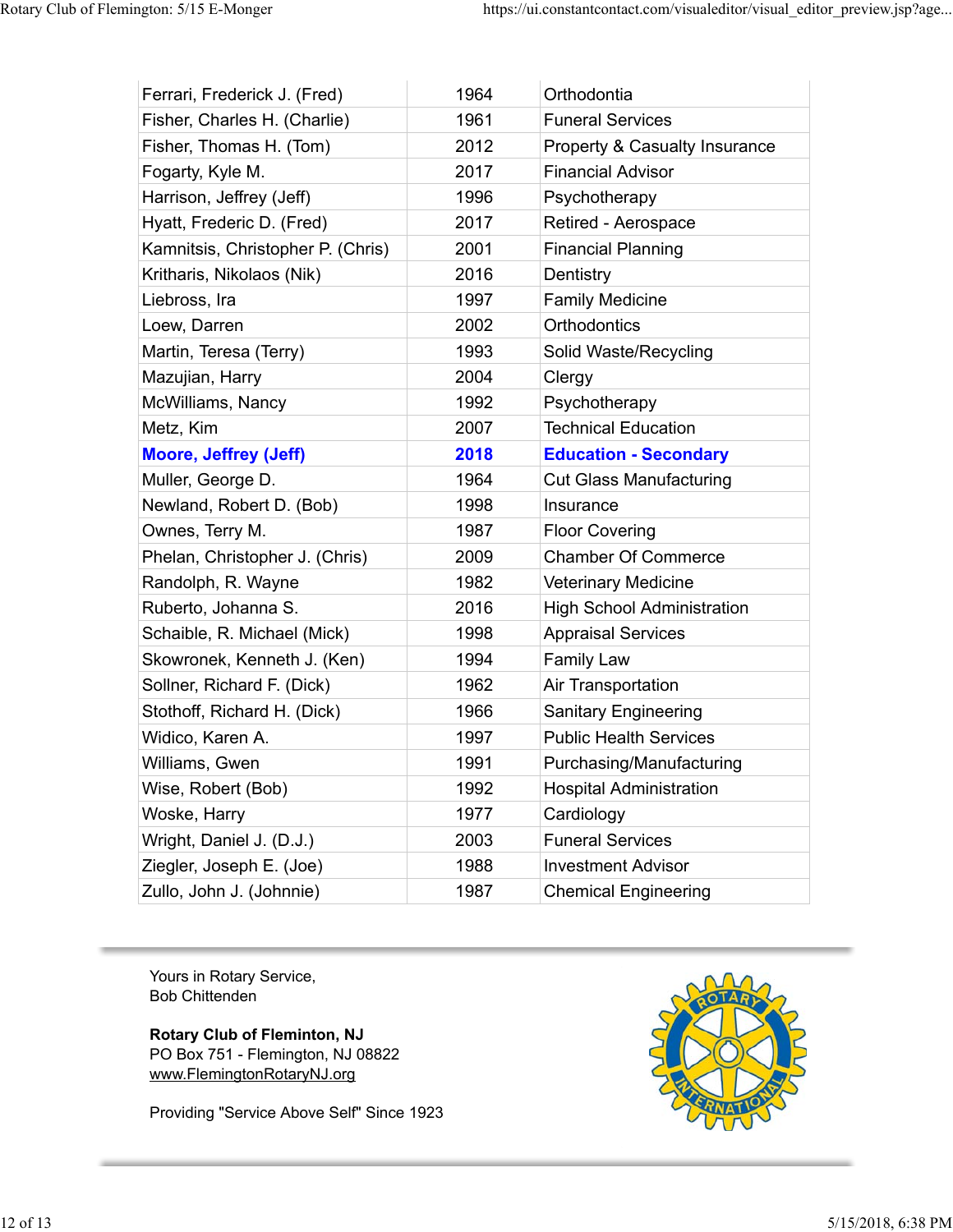| | | |
|---|---|---|
| Ferrari, Frederick J. (Fred) | 1964 | Orthodontia |
| Fisher, Charles H. (Charlie) | 1961 | Funeral Services |
| Fisher, Thomas H. (Tom) | 2012 | Property & Casualty Insurance |
| Fogarty, Kyle M. | 2017 | Financial Advisor |
| Harrison, Jeffrey (Jeff) | 1996 | Psychotherapy |
| Hyatt, Frederic D. (Fred) | 2017 | Retired - Aerospace |
| Kamnitsis, Christopher P. (Chris) | 2001 | Financial Planning |
| Kritharis, Nikolaos (Nik) | 2016 | Dentistry |
| Liebross, Ira | 1997 | Family Medicine |
| Loew, Darren | 2002 | Orthodontics |
| Martin, Teresa (Terry) | 1993 | Solid Waste/Recycling |
| Mazujian, Harry | 2004 | Clergy |
| McWilliams, Nancy | 1992 | Psychotherapy |
| Metz, Kim | 2007 | Technical Education |
| **Moore, Jeffrey (Jeff)** | **2018** | **Education - Secondary** |
| Muller, George D. | 1964 | Cut Glass Manufacturing |
| Newland, Robert D. (Bob) | 1998 | Insurance |
| Ownes, Terry M. | 1987 | Floor Covering |
| Phelan, Christopher J. (Chris) | 2009 | Chamber Of Commerce |
| Randolph, R. Wayne | 1982 | Veterinary Medicine |
| Ruberto, Johanna S. | 2016 | High School Administration |
| Schaible, R. Michael (Mick) | 1998 | Appraisal Services |
| Skowronek, Kenneth J. (Ken) | 1994 | Family Law |
| Sollner, Richard F. (Dick) | 1962 | Air Transportation |
| Stothoff, Richard H. (Dick) | 1966 | Sanitary Engineering |
| Widico, Karen A. | 1997 | Public Health Services |
| Williams, Gwen | 1991 | Purchasing/Manufacturing |
| Wise, Robert (Bob) | 1992 | Hospital Administration |
| Woske, Harry | 1977 | Cardiology |
| Wright, Daniel J. (D.J.) | 2003 | Funeral Services |
| Ziegler, Joseph E. (Joe) | 1988 | Investment Advisor |
| Zullo, John J. (Johnnie) | 1987 | Chemical Engineering |

Yours in Rotary Service,
Bob Chittenden

**Rotary Club of Fleminton, NJ**
PO Box 751 - Flemington, NJ 08822
www.FlemingtonRotaryNJ.org

Providing "Service Above Self" Since 1923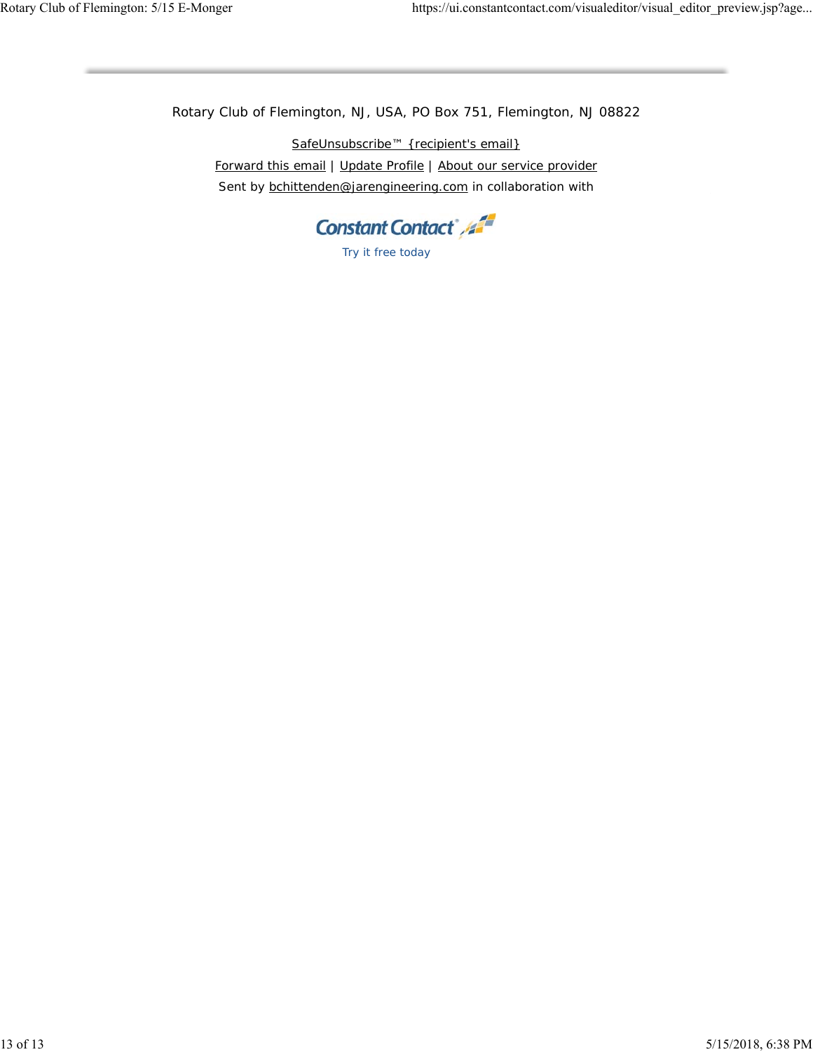Rotary Club of Flemington, NJ, USA, PO Box 751, Flemington, NJ 08822

SafeUnsubscribe™ {recipient's email}

Forward this email | Update Profile | About our service provider

Sent by bchittenden@jarengineering.com in collaboration with

Constant Contact

Try it free today